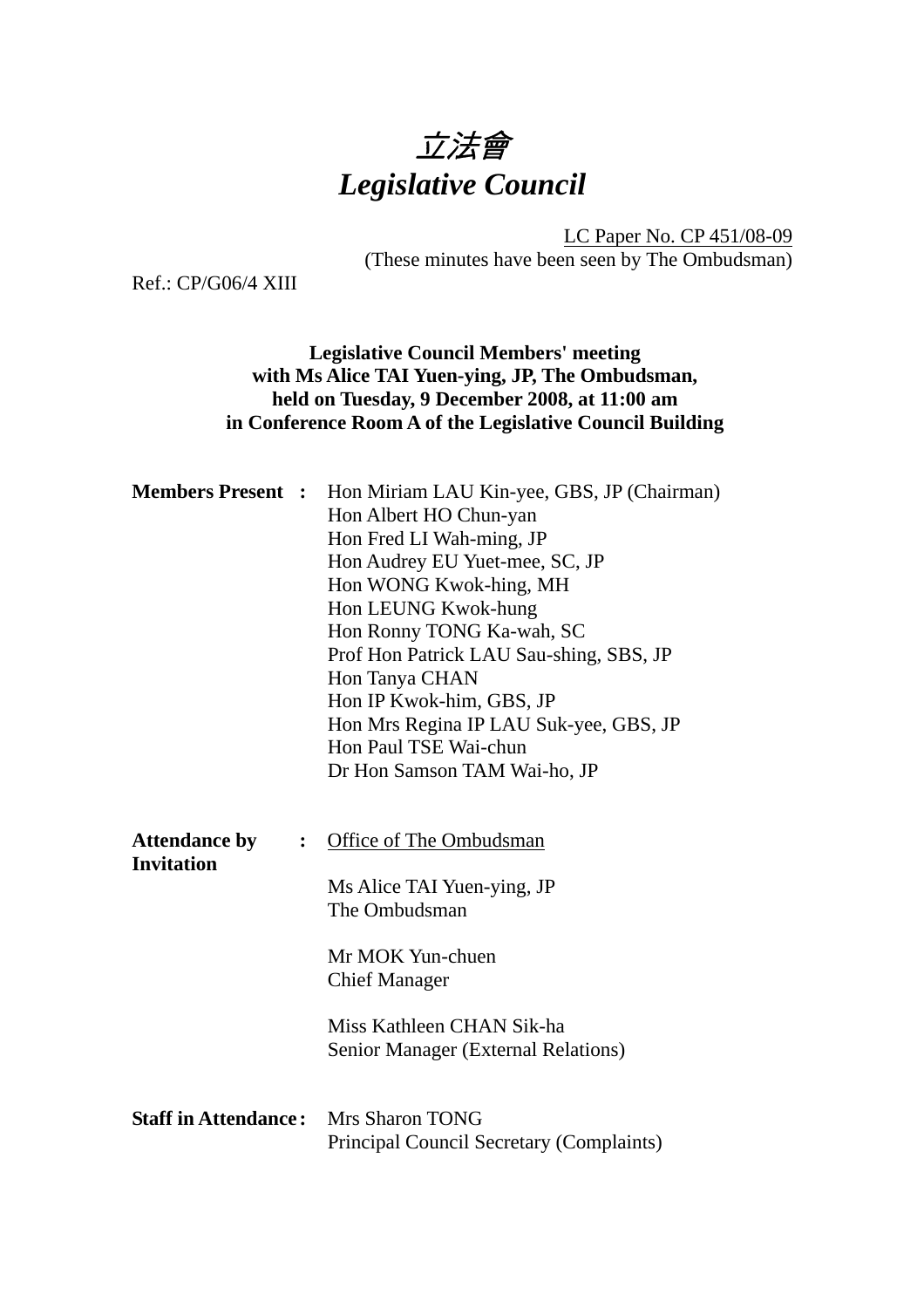# 立法會
# *Legislative Council*

LC Paper No. CP 451/08-09
(These minutes have been seen by The Ombudsman)

Ref.: CP/G06/4 XIII

**Legislative Council Members' meeting with Ms Alice TAI Yuen-ying, JP, The Ombudsman, held on Tuesday, 9 December 2008, at 11:00 am in Conference Room A of the Legislative Council Building**

**Members Present :**

Hon Miriam LAU Kin-yee, GBS, JP (Chairman)
Hon Albert HO Chun-yan
Hon Fred LI Wah-ming, JP
Hon Audrey EU Yuet-mee, SC, JP
Hon WONG Kwok-hing, MH
Hon LEUNG Kwok-hung
Hon Ronny TONG Ka-wah, SC
Prof Hon Patrick LAU Sau-shing, SBS, JP
Hon Tanya CHAN
Hon IP Kwok-him, GBS, JP
Hon Mrs Regina IP LAU Suk-yee, GBS, JP
Hon Paul TSE Wai-chun
Dr Hon Samson TAM Wai-ho, JP

**Attendance by Invitation :**

Office of The Ombudsman

Ms Alice TAI Yuen-ying, JP
The Ombudsman

Mr MOK Yun-chuen
Chief Manager

Miss Kathleen CHAN Sik-ha
Senior Manager (External Relations)

**Staff in Attendance :**

Mrs Sharon TONG
Principal Council Secretary (Complaints)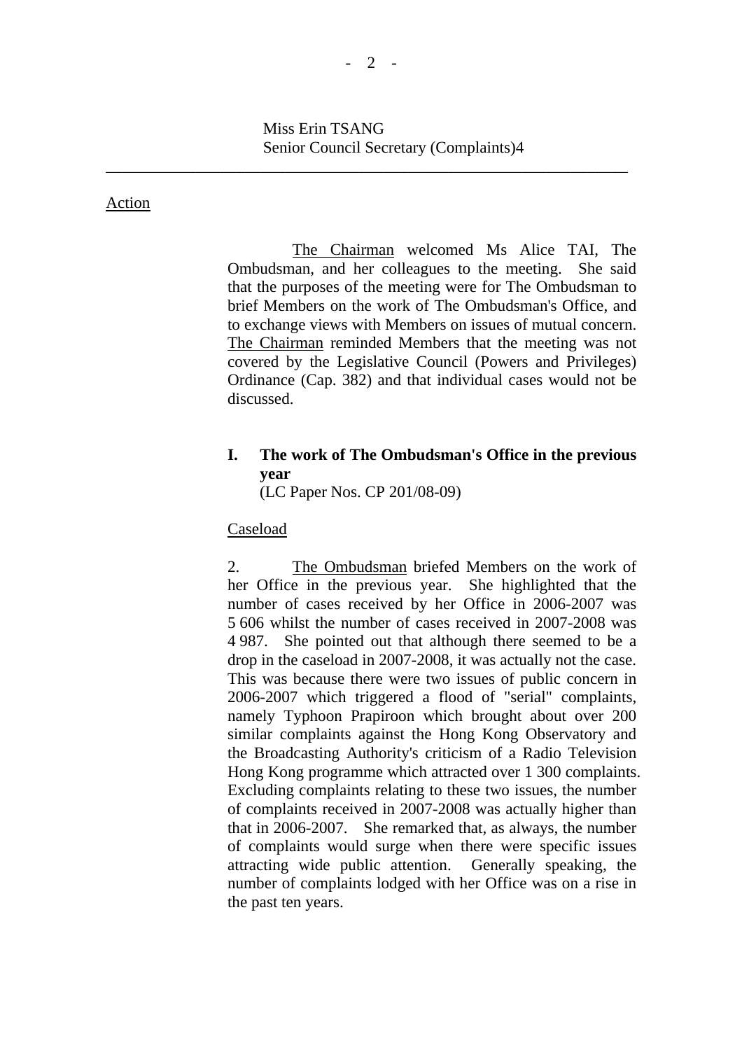Miss Erin TSANG
Senior Council Secretary (Complaints)4

---

Action

The Chairman welcomed Ms Alice TAI, The Ombudsman, and her colleagues to the meeting. She said that the purposes of the meeting were for The Ombudsman to brief Members on the work of The Ombudsman's Office, and to exchange views with Members on issues of mutual concern. The Chairman reminded Members that the meeting was not covered by the Legislative Council (Powers and Privileges) Ordinance (Cap. 382) and that individual cases would not be discussed.

## I. The work of The Ombudsman's Office in the previous year

(LC Paper Nos. CP 201/08-09)

Caseload

2. The Ombudsman briefed Members on the work of her Office in the previous year. She highlighted that the number of cases received by her Office in 2006-2007 was 5 606 whilst the number of cases received in 2007-2008 was 4 987. She pointed out that although there seemed to be a drop in the caseload in 2007-2008, it was actually not the case. This was because there were two issues of public concern in 2006-2007 which triggered a flood of "serial" complaints, namely Typhoon Prapiroon which brought about over 200 similar complaints against the Hong Kong Observatory and the Broadcasting Authority's criticism of a Radio Television Hong Kong programme which attracted over 1 300 complaints. Excluding complaints relating to these two issues, the number of complaints received in 2007-2008 was actually higher than that in 2006-2007. She remarked that, as always, the number of complaints would surge when there were specific issues attracting wide public attention. Generally speaking, the number of complaints lodged with her Office was on a rise in the past ten years.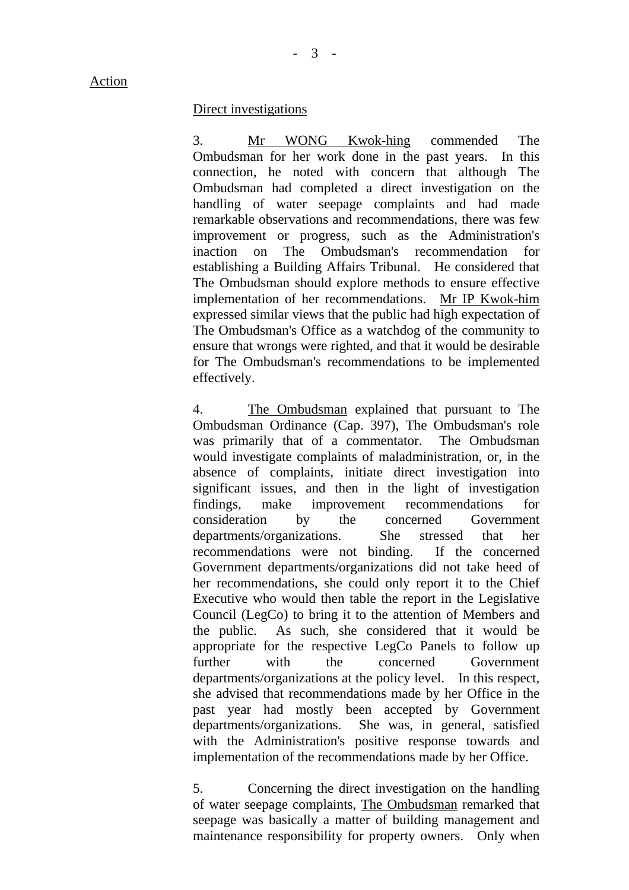Action

Direct investigations

3. Mr WONG Kwok-hing commended The Ombudsman for her work done in the past years. In this connection, he noted with concern that although The Ombudsman had completed a direct investigation on the handling of water seepage complaints and had made remarkable observations and recommendations, there was few improvement or progress, such as the Administration's inaction on The Ombudsman's recommendation for establishing a Building Affairs Tribunal. He considered that The Ombudsman should explore methods to ensure effective implementation of her recommendations. Mr IP Kwok-him expressed similar views that the public had high expectation of The Ombudsman's Office as a watchdog of the community to ensure that wrongs were righted, and that it would be desirable for The Ombudsman's recommendations to be implemented effectively.

4. The Ombudsman explained that pursuant to The Ombudsman Ordinance (Cap. 397), The Ombudsman's role was primarily that of a commentator. The Ombudsman would investigate complaints of maladministration, or, in the absence of complaints, initiate direct investigation into significant issues, and then in the light of investigation findings, make improvement recommendations for consideration by the concerned Government departments/organizations. She stressed that her recommendations were not binding. If the concerned Government departments/organizations did not take heed of her recommendations, she could only report it to the Chief Executive who would then table the report in the Legislative Council (LegCo) to bring it to the attention of Members and the public. As such, she considered that it would be appropriate for the respective LegCo Panels to follow up further with the concerned Government departments/organizations at the policy level. In this respect, she advised that recommendations made by her Office in the past year had mostly been accepted by Government departments/organizations. She was, in general, satisfied with the Administration's positive response towards and implementation of the recommendations made by her Office.

5. Concerning the direct investigation on the handling of water seepage complaints, The Ombudsman remarked that seepage was basically a matter of building management and maintenance responsibility for property owners. Only when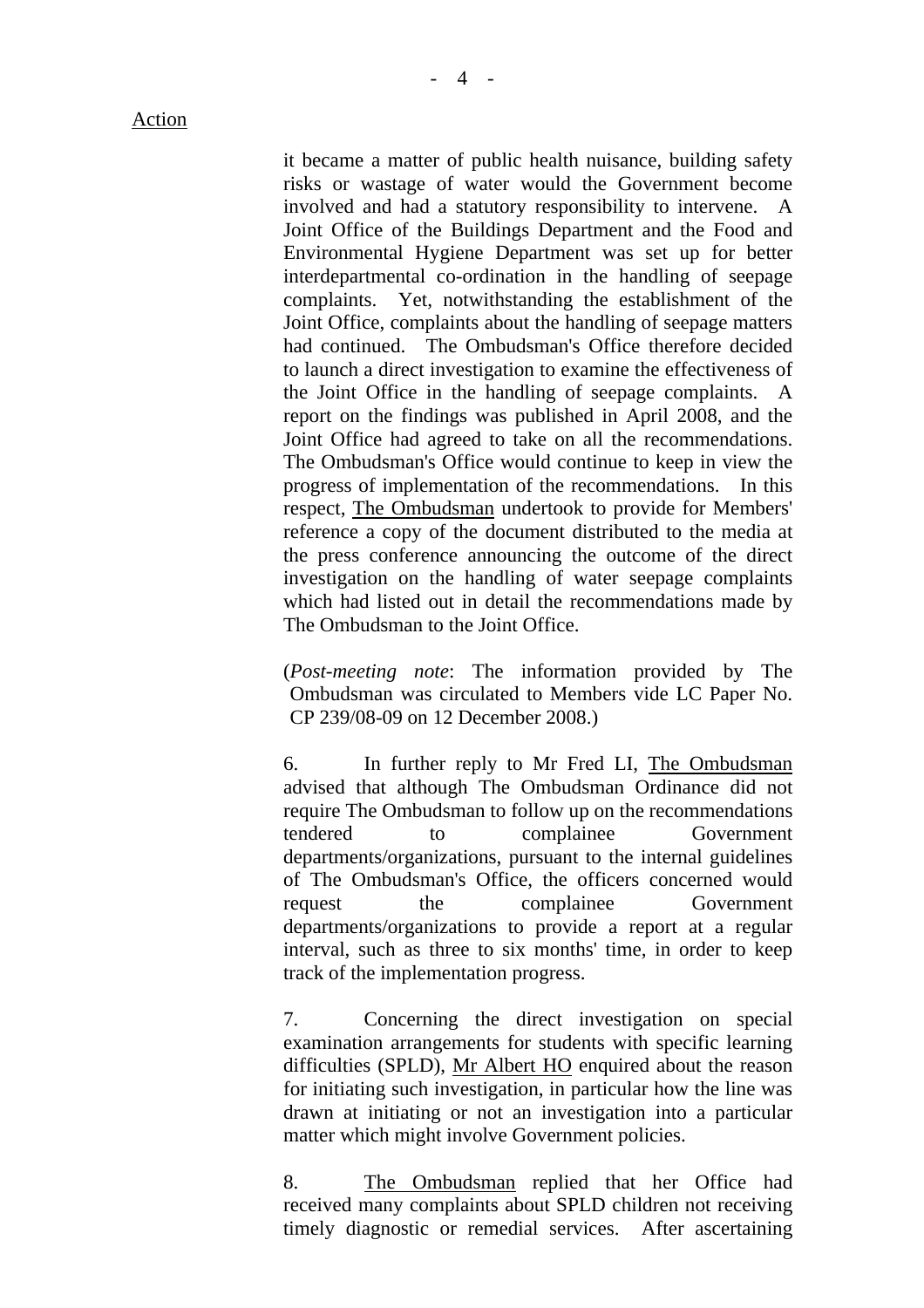Action

it became a matter of public health nuisance, building safety risks or wastage of water would the Government become involved and had a statutory responsibility to intervene. A Joint Office of the Buildings Department and the Food and Environmental Hygiene Department was set up for better interdepartmental co-ordination in the handling of seepage complaints. Yet, notwithstanding the establishment of the Joint Office, complaints about the handling of seepage matters had continued. The Ombudsman's Office therefore decided to launch a direct investigation to examine the effectiveness of the Joint Office in the handling of seepage complaints. A report on the findings was published in April 2008, and the Joint Office had agreed to take on all the recommendations. The Ombudsman's Office would continue to keep in view the progress of implementation of the recommendations. In this respect, The Ombudsman undertook to provide for Members' reference a copy of the document distributed to the media at the press conference announcing the outcome of the direct investigation on the handling of water seepage complaints which had listed out in detail the recommendations made by The Ombudsman to the Joint Office.

(*Post-meeting note*: The information provided by The Ombudsman was circulated to Members vide LC Paper No. CP 239/08-09 on 12 December 2008.)

6. In further reply to Mr Fred LI, The Ombudsman advised that although The Ombudsman Ordinance did not require The Ombudsman to follow up on the recommendations tendered to complainee Government departments/organizations, pursuant to the internal guidelines of The Ombudsman's Office, the officers concerned would request the complainee Government departments/organizations to provide a report at a regular interval, such as three to six months' time, in order to keep track of the implementation progress.

7. Concerning the direct investigation on special examination arrangements for students with specific learning difficulties (SPLD), Mr Albert HO enquired about the reason for initiating such investigation, in particular how the line was drawn at initiating or not an investigation into a particular matter which might involve Government policies.

8. The Ombudsman replied that her Office had received many complaints about SPLD children not receiving timely diagnostic or remedial services. After ascertaining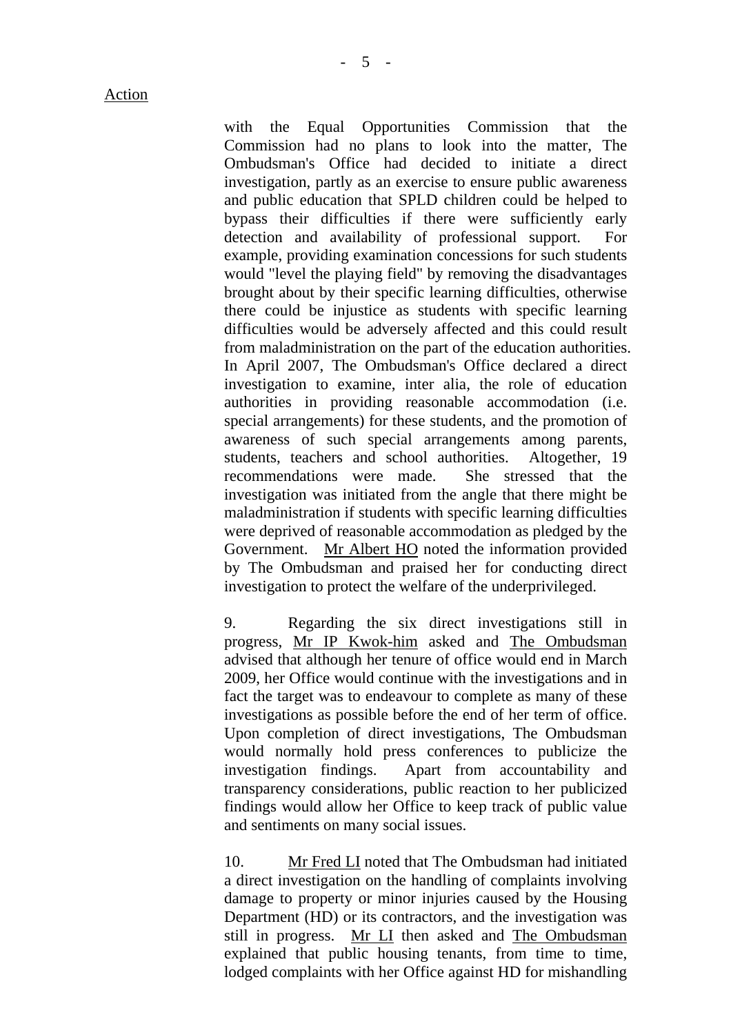Action

with the Equal Opportunities Commission that the Commission had no plans to look into the matter, The Ombudsman's Office had decided to initiate a direct investigation, partly as an exercise to ensure public awareness and public education that SPLD children could be helped to bypass their difficulties if there were sufficiently early detection and availability of professional support. For example, providing examination concessions for such students would "level the playing field" by removing the disadvantages brought about by their specific learning difficulties, otherwise there could be injustice as students with specific learning difficulties would be adversely affected and this could result from maladministration on the part of the education authorities. In April 2007, The Ombudsman's Office declared a direct investigation to examine, inter alia, the role of education authorities in providing reasonable accommodation (i.e. special arrangements) for these students, and the promotion of awareness of such special arrangements among parents, students, teachers and school authorities. Altogether, 19 recommendations were made. She stressed that the investigation was initiated from the angle that there might be maladministration if students with specific learning difficulties were deprived of reasonable accommodation as pledged by the Government. Mr Albert HO noted the information provided by The Ombudsman and praised her for conducting direct investigation to protect the welfare of the underprivileged.

9. Regarding the six direct investigations still in progress, Mr IP Kwok-him asked and The Ombudsman advised that although her tenure of office would end in March 2009, her Office would continue with the investigations and in fact the target was to endeavour to complete as many of these investigations as possible before the end of her term of office. Upon completion of direct investigations, The Ombudsman would normally hold press conferences to publicize the investigation findings. Apart from accountability and transparency considerations, public reaction to her publicized findings would allow her Office to keep track of public value and sentiments on many social issues.

10. Mr Fred LI noted that The Ombudsman had initiated a direct investigation on the handling of complaints involving damage to property or minor injuries caused by the Housing Department (HD) or its contractors, and the investigation was still in progress. Mr LI then asked and The Ombudsman explained that public housing tenants, from time to time, lodged complaints with her Office against HD for mishandling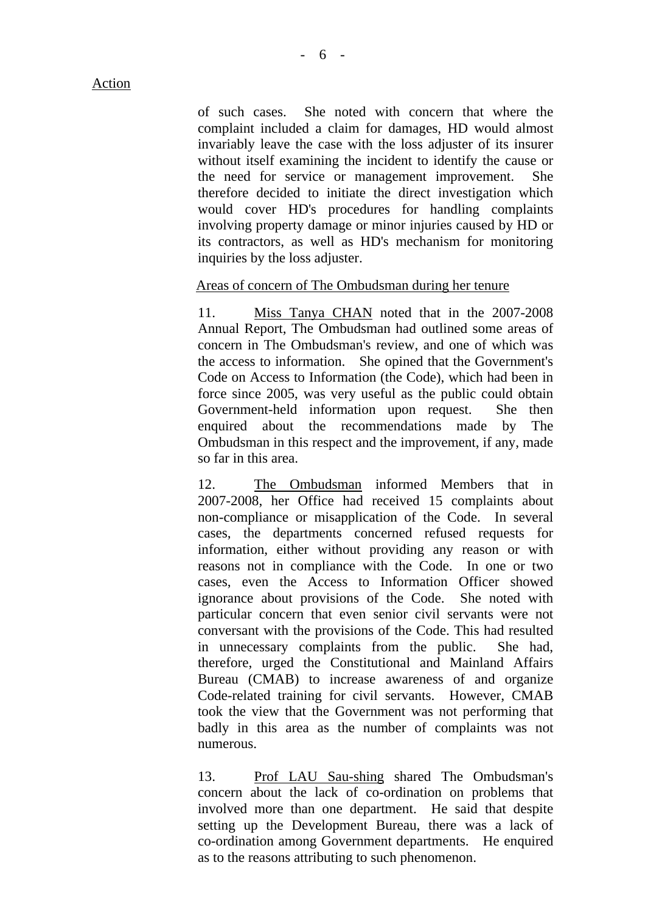Action

of such cases. She noted with concern that where the complaint included a claim for damages, HD would almost invariably leave the case with the loss adjuster of its insurer without itself examining the incident to identify the cause or the need for service or management improvement. She therefore decided to initiate the direct investigation which would cover HD's procedures for handling complaints involving property damage or minor injuries caused by HD or its contractors, as well as HD's mechanism for monitoring inquiries by the loss adjuster.

Areas of concern of The Ombudsman during her tenure

11. Miss Tanya CHAN noted that in the 2007-2008 Annual Report, The Ombudsman had outlined some areas of concern in The Ombudsman's review, and one of which was the access to information. She opined that the Government's Code on Access to Information (the Code), which had been in force since 2005, was very useful as the public could obtain Government-held information upon request. She then enquired about the recommendations made by The Ombudsman in this respect and the improvement, if any, made so far in this area.

12. The Ombudsman informed Members that in 2007-2008, her Office had received 15 complaints about non-compliance or misapplication of the Code. In several cases, the departments concerned refused requests for information, either without providing any reason or with reasons not in compliance with the Code. In one or two cases, even the Access to Information Officer showed ignorance about provisions of the Code. She noted with particular concern that even senior civil servants were not conversant with the provisions of the Code. This had resulted in unnecessary complaints from the public. She had, therefore, urged the Constitutional and Mainland Affairs Bureau (CMAB) to increase awareness of and organize Code-related training for civil servants. However, CMAB took the view that the Government was not performing that badly in this area as the number of complaints was not numerous.

13. Prof LAU Sau-shing shared The Ombudsman's concern about the lack of co-ordination on problems that involved more than one department. He said that despite setting up the Development Bureau, there was a lack of co-ordination among Government departments. He enquired as to the reasons attributing to such phenomenon.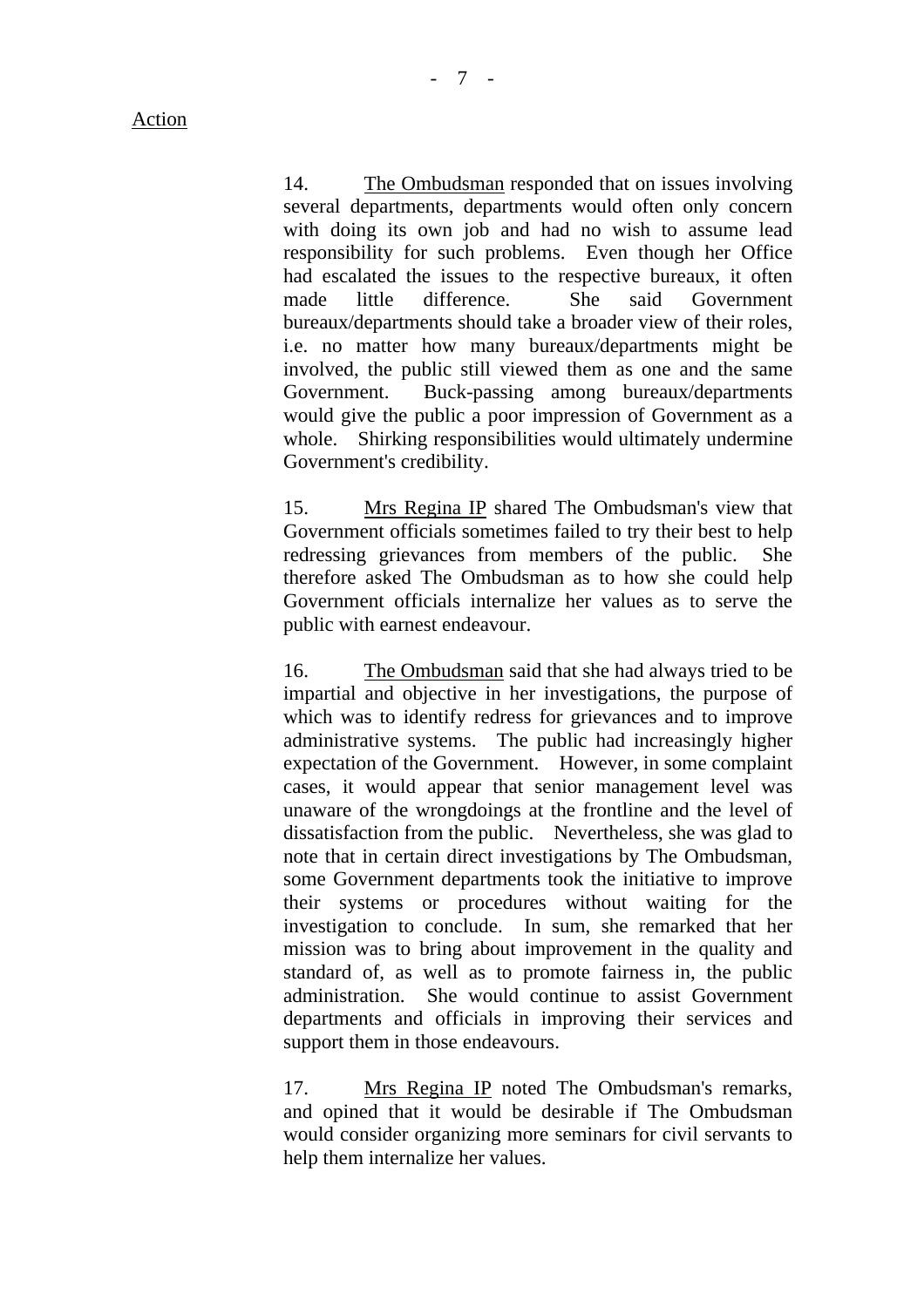Action

14. The Ombudsman responded that on issues involving several departments, departments would often only concern with doing its own job and had no wish to assume lead responsibility for such problems. Even though her Office had escalated the issues to the respective bureaux, it often made little difference. She said Government bureaux/departments should take a broader view of their roles, i.e. no matter how many bureaux/departments might be involved, the public still viewed them as one and the same Government. Buck-passing among bureaux/departments would give the public a poor impression of Government as a whole. Shirking responsibilities would ultimately undermine Government's credibility.

15. Mrs Regina IP shared The Ombudsman's view that Government officials sometimes failed to try their best to help redressing grievances from members of the public. She therefore asked The Ombudsman as to how she could help Government officials internalize her values as to serve the public with earnest endeavour.

16. The Ombudsman said that she had always tried to be impartial and objective in her investigations, the purpose of which was to identify redress for grievances and to improve administrative systems. The public had increasingly higher expectation of the Government. However, in some complaint cases, it would appear that senior management level was unaware of the wrongdoings at the frontline and the level of dissatisfaction from the public. Nevertheless, she was glad to note that in certain direct investigations by The Ombudsman, some Government departments took the initiative to improve their systems or procedures without waiting for the investigation to conclude. In sum, she remarked that her mission was to bring about improvement in the quality and standard of, as well as to promote fairness in, the public administration. She would continue to assist Government departments and officials in improving their services and support them in those endeavours.

17. Mrs Regina IP noted The Ombudsman's remarks, and opined that it would be desirable if The Ombudsman would consider organizing more seminars for civil servants to help them internalize her values.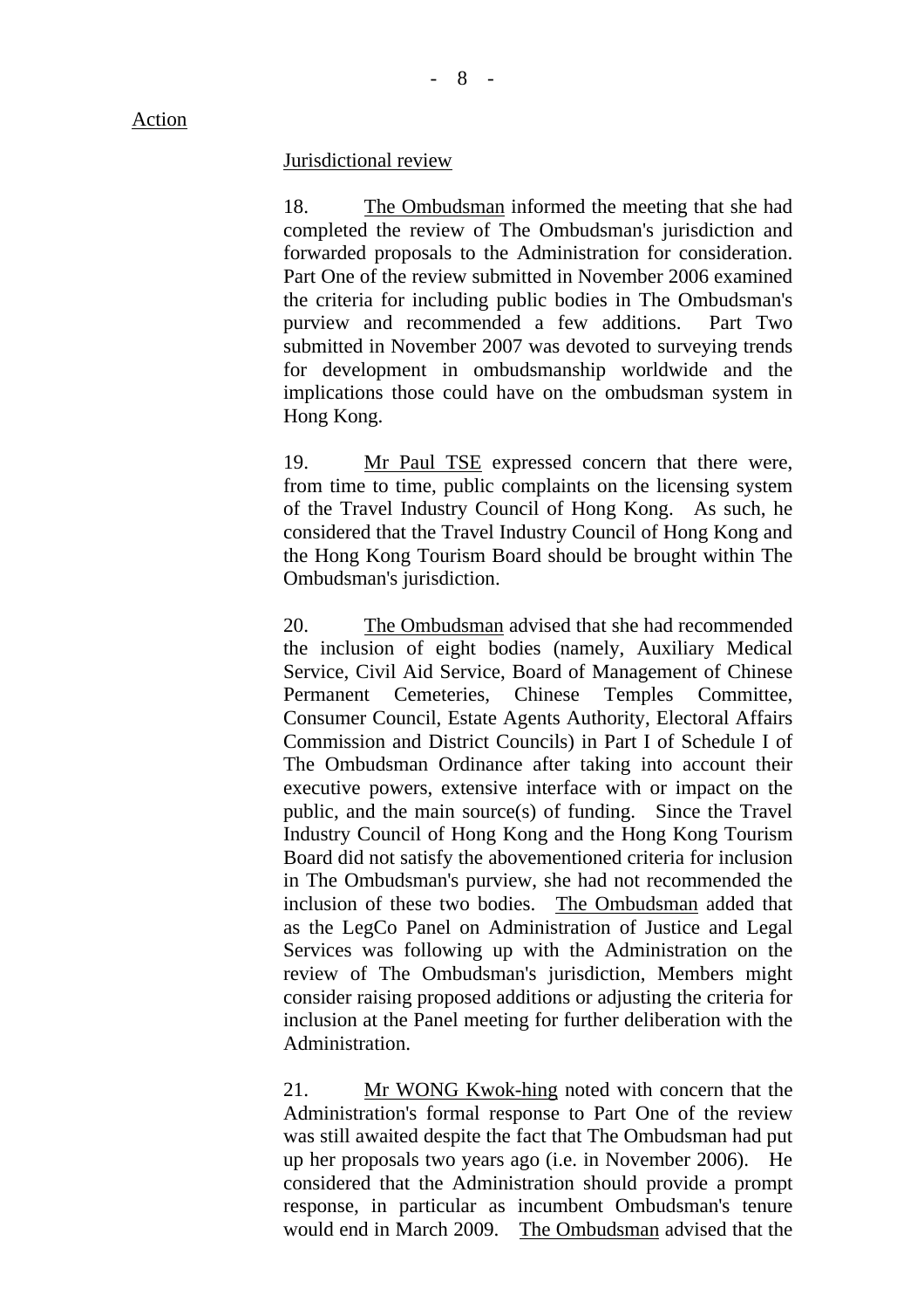Action

<u>Jurisdictional review</u>

18. <u>The Ombudsman</u> informed the meeting that she had completed the review of The Ombudsman's jurisdiction and forwarded proposals to the Administration for consideration. Part One of the review submitted in November 2006 examined the criteria for including public bodies in The Ombudsman's purview and recommended a few additions. Part Two submitted in November 2007 was devoted to surveying trends for development in ombudsmanship worldwide and the implications those could have on the ombudsman system in Hong Kong.

19. <u>Mr Paul TSE</u> expressed concern that there were, from time to time, public complaints on the licensing system of the Travel Industry Council of Hong Kong. As such, he considered that the Travel Industry Council of Hong Kong and the Hong Kong Tourism Board should be brought within The Ombudsman's jurisdiction.

20. <u>The Ombudsman</u> advised that she had recommended the inclusion of eight bodies (namely, Auxiliary Medical Service, Civil Aid Service, Board of Management of Chinese Permanent Cemeteries, Chinese Temples Committee, Consumer Council, Estate Agents Authority, Electoral Affairs Commission and District Councils) in Part I of Schedule I of The Ombudsman Ordinance after taking into account their executive powers, extensive interface with or impact on the public, and the main source(s) of funding. Since the Travel Industry Council of Hong Kong and the Hong Kong Tourism Board did not satisfy the abovementioned criteria for inclusion in The Ombudsman's purview, she had not recommended the inclusion of these two bodies. <u>The Ombudsman</u> added that as the LegCo Panel on Administration of Justice and Legal Services was following up with the Administration on the review of The Ombudsman's jurisdiction, Members might consider raising proposed additions or adjusting the criteria for inclusion at the Panel meeting for further deliberation with the Administration.

21. <u>Mr WONG Kwok-hing</u> noted with concern that the Administration's formal response to Part One of the review was still awaited despite the fact that The Ombudsman had put up her proposals two years ago (i.e. in November 2006). He considered that the Administration should provide a prompt response, in particular as incumbent Ombudsman's tenure would end in March 2009. <u>The Ombudsman</u> advised that the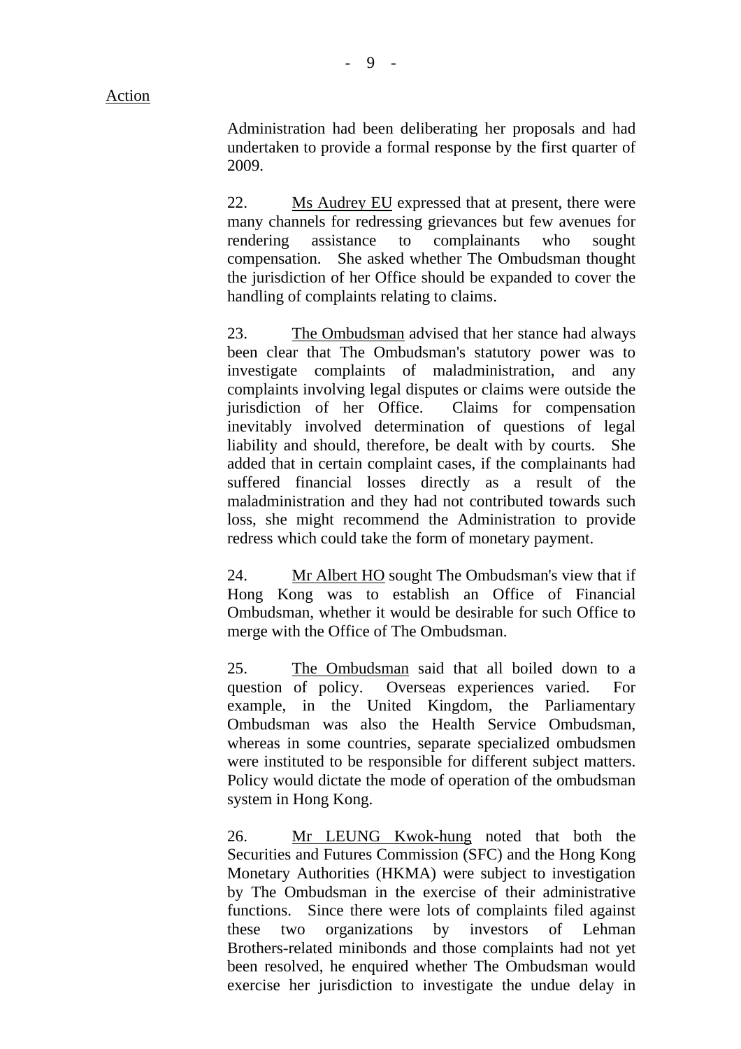Action

Administration had been deliberating her proposals and had undertaken to provide a formal response by the first quarter of 2009.

22. Ms Audrey EU expressed that at present, there were many channels for redressing grievances but few avenues for rendering assistance to complainants who sought compensation. She asked whether The Ombudsman thought the jurisdiction of her Office should be expanded to cover the handling of complaints relating to claims.

23. The Ombudsman advised that her stance had always been clear that The Ombudsman's statutory power was to investigate complaints of maladministration, and any complaints involving legal disputes or claims were outside the jurisdiction of her Office. Claims for compensation inevitably involved determination of questions of legal liability and should, therefore, be dealt with by courts. She added that in certain complaint cases, if the complainants had suffered financial losses directly as a result of the maladministration and they had not contributed towards such loss, she might recommend the Administration to provide redress which could take the form of monetary payment.

24. Mr Albert HO sought The Ombudsman's view that if Hong Kong was to establish an Office of Financial Ombudsman, whether it would be desirable for such Office to merge with the Office of The Ombudsman.

25. The Ombudsman said that all boiled down to a question of policy. Overseas experiences varied. For example, in the United Kingdom, the Parliamentary Ombudsman was also the Health Service Ombudsman, whereas in some countries, separate specialized ombudsmen were instituted to be responsible for different subject matters. Policy would dictate the mode of operation of the ombudsman system in Hong Kong.

26. Mr LEUNG Kwok-hung noted that both the Securities and Futures Commission (SFC) and the Hong Kong Monetary Authorities (HKMA) were subject to investigation by The Ombudsman in the exercise of their administrative functions. Since there were lots of complaints filed against these two organizations by investors of Lehman Brothers-related minibonds and those complaints had not yet been resolved, he enquired whether The Ombudsman would exercise her jurisdiction to investigate the undue delay in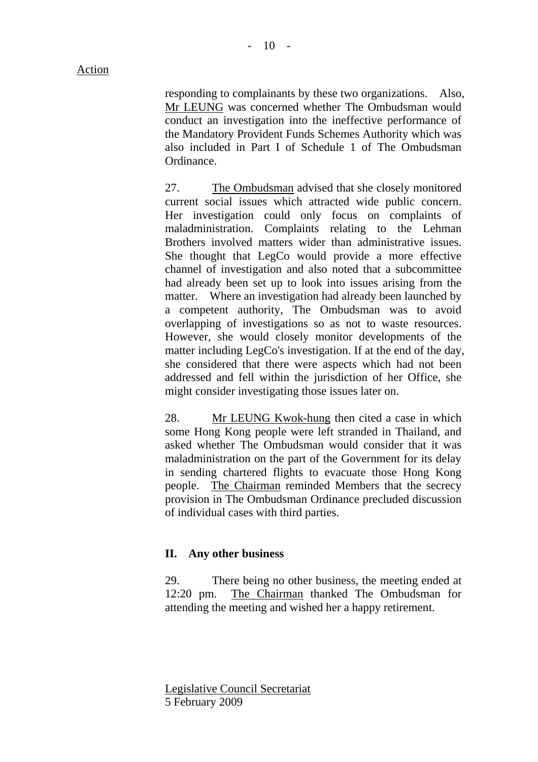Action

responding to complainants by these two organizations. Also, Mr LEUNG was concerned whether The Ombudsman would conduct an investigation into the ineffective performance of the Mandatory Provident Funds Schemes Authority which was also included in Part I of Schedule 1 of The Ombudsman Ordinance.

27. The Ombudsman advised that she closely monitored current social issues which attracted wide public concern. Her investigation could only focus on complaints of maladministration. Complaints relating to the Lehman Brothers involved matters wider than administrative issues. She thought that LegCo would provide a more effective channel of investigation and also noted that a subcommittee had already been set up to look into issues arising from the matter. Where an investigation had already been launched by a competent authority, The Ombudsman was to avoid overlapping of investigations so as not to waste resources. However, she would closely monitor developments of the matter including LegCo's investigation. If at the end of the day, she considered that there were aspects which had not been addressed and fell within the jurisdiction of her Office, she might consider investigating those issues later on.

28. Mr LEUNG Kwok-hung then cited a case in which some Hong Kong people were left stranded in Thailand, and asked whether The Ombudsman would consider that it was maladministration on the part of the Government for its delay in sending chartered flights to evacuate those Hong Kong people. The Chairman reminded Members that the secrecy provision in The Ombudsman Ordinance precluded discussion of individual cases with third parties.

## II. Any other business

29. There being no other business, the meeting ended at 12:20 pm. The Chairman thanked The Ombudsman for attending the meeting and wished her a happy retirement.

Legislative Council Secretariat
5 February 2009